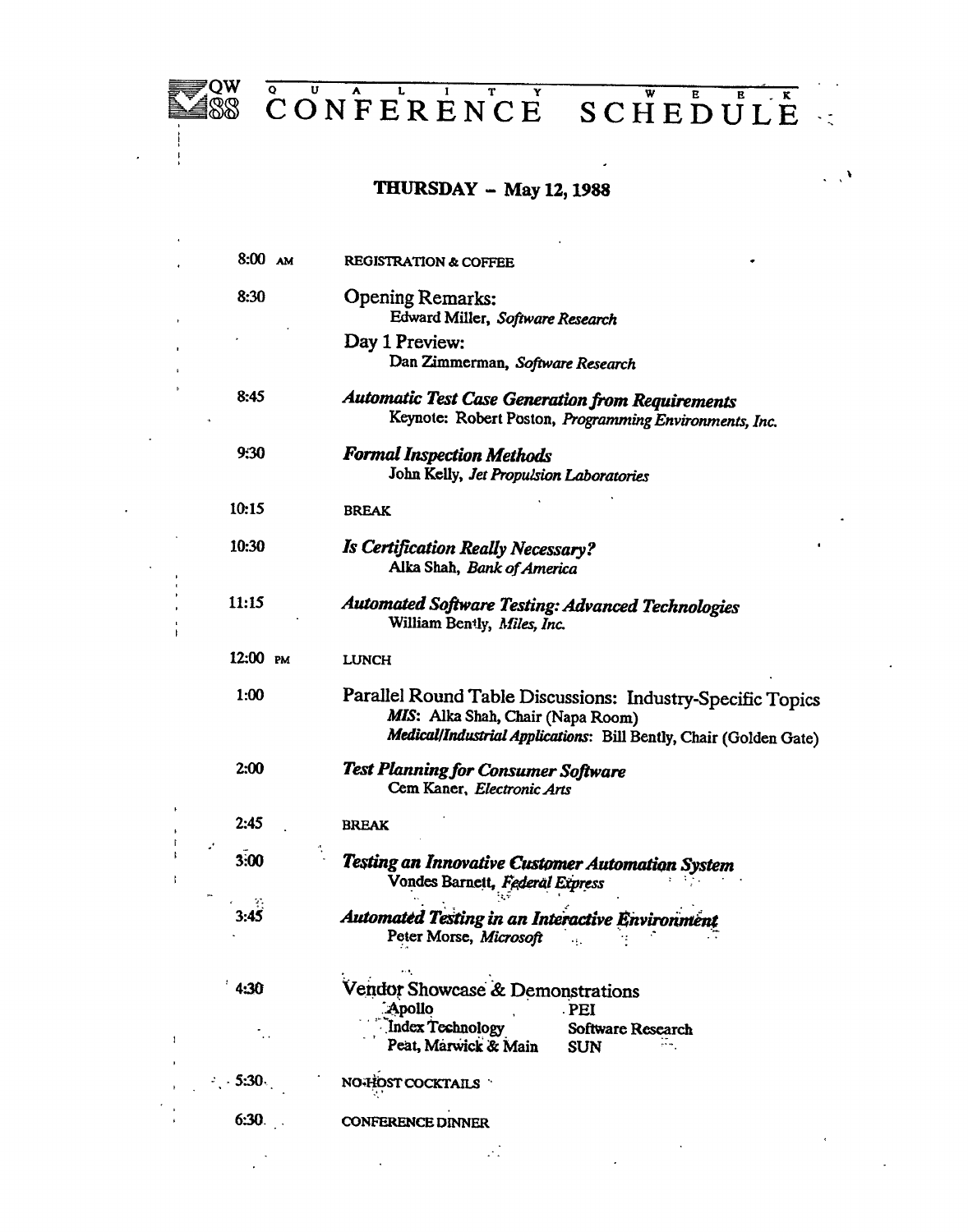# QW 88 — QUALITY WEEK CONFERENCE SCHEDULE

## THURSDAY – May 12, 1988

| Time | Event |
|---|---|
| 8:00 AM | REGISTRATION & COFFEE |
| 8:30 | Opening Remarks: Edward Miller, *Software Research* |
| | Day 1 Preview: Dan Zimmerman, *Software Research* |
| 8:45 | ***Automatic Test Case Generation from Requirements*** Keynote: Robert Poston, *Programming Environments, Inc.* |
| 9:30 | ***Formal Inspection Methods*** John Kelly, *Jet Propulsion Laboratories* |
| 10:15 | BREAK |
| 10:30 | ***Is Certification Really Necessary?*** Alka Shah, *Bank of America* |
| 11:15 | ***Automated Software Testing: Advanced Technologies*** William Bently, *Miles, Inc.* |
| 12:00 PM | LUNCH |
| 1:00 | Parallel Round Table Discussions: Industry-Specific Topics — *MIS*: Alka Shah, Chair (Napa Room); *Medical/Industrial Applications*: Bill Bently, Chair (Golden Gate) |
| 2:00 | ***Test Planning for Consumer Software*** Cem Kaner, *Electronic Arts* |
| 2:45 | BREAK |
| 3:00 | ***Testing an Innovative Customer Automation System*** Vondes Barnett, *Federal Express* |
| 3:45 | ***Automated Testing in an Interactive Environment*** Peter Morse, *Microsoft* |
| 4:30 | Vendor Showcase & Demonstrations: Apollo, PEI, Index Technology, Software Research, Peat, Marwick & Main, SUN |
| 5:30 | NO-HOST COCKTAILS |
| 6:30 | CONFERENCE DINNER |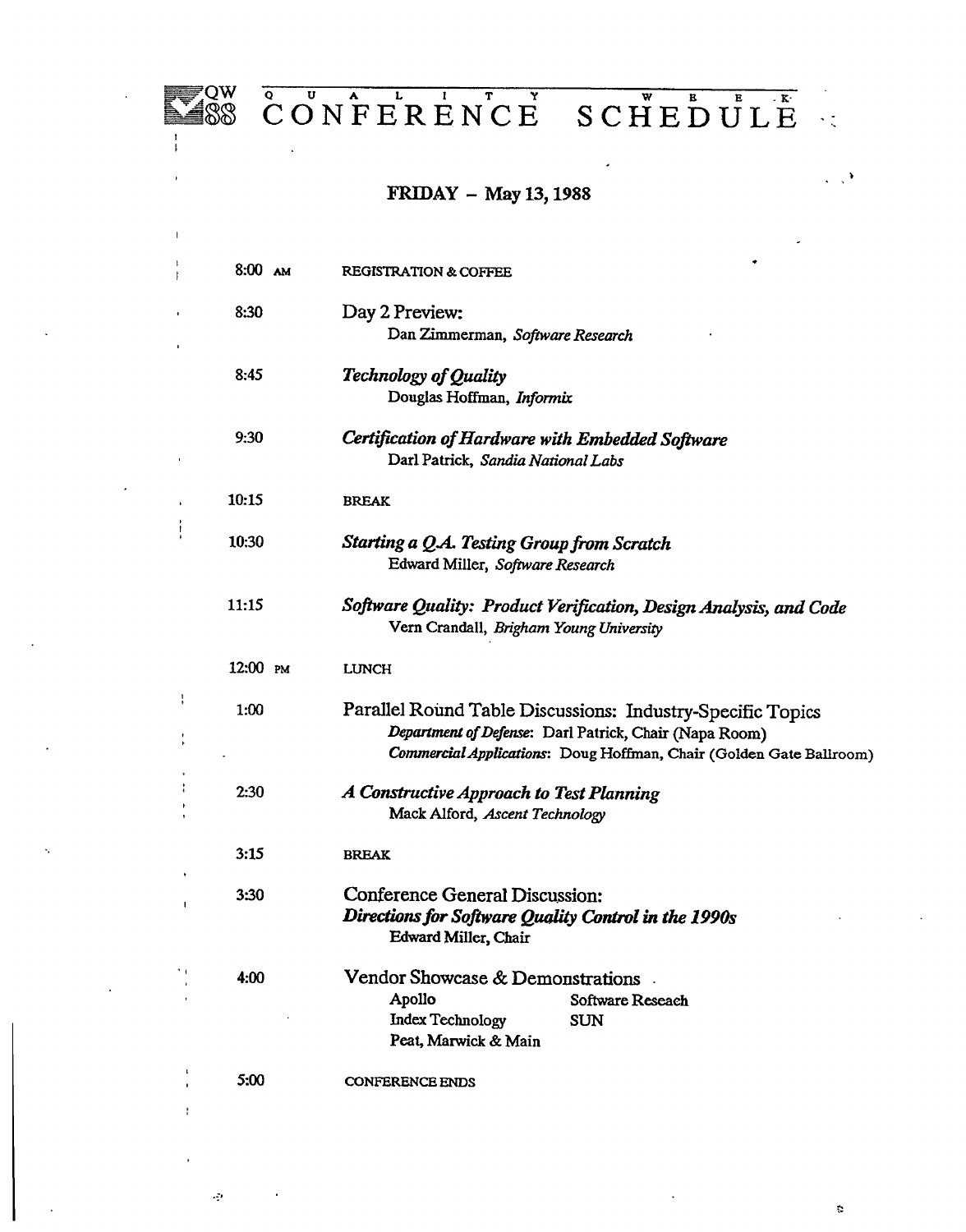# QW 88 QUALITY WEEK CONFERENCE SCHEDULE

## FRIDAY – May 13, 1988

| | |
|---|---|
| 8:00 AM | REGISTRATION & COFFEE |
| 8:30 | Day 2 Preview:<br>Dan Zimmerman, *Software Research* |
| 8:45 | ***Technology of Quality***<br>Douglas Hoffman, *Informix* |
| 9:30 | ***Certification of Hardware with Embedded Software***<br>Darl Patrick, *Sandia National Labs* |
| 10:15 | BREAK |
| 10:30 | ***Starting a Q.A. Testing Group from Scratch***<br>Edward Miller, *Software Research* |
| 11:15 | ***Software Quality: Product Verification, Design Analysis, and Code***<br>Vern Crandall, *Brigham Young University* |
| 12:00 PM | LUNCH |
| 1:00 | Parallel Round Table Discussions: Industry-Specific Topics<br>*Department of Defense*: Darl Patrick, Chair (Napa Room)<br>*Commercial Applications*: Doug Hoffman, Chair (Golden Gate Ballroom) |
| 2:30 | ***A Constructive Approach to Test Planning***<br>Mack Alford, *Ascent Technology* |
| 3:15 | BREAK |
| 3:30 | Conference General Discussion:<br>***Directions for Software Quality Control in the 1990s***<br>Edward Miller, Chair |
| 4:00 | Vendor Showcase & Demonstrations<br>Apollo — Software Reseach<br>Index Technology — SUN<br>Peat, Marwick & Main |
| 5:00 | CONFERENCE ENDS |